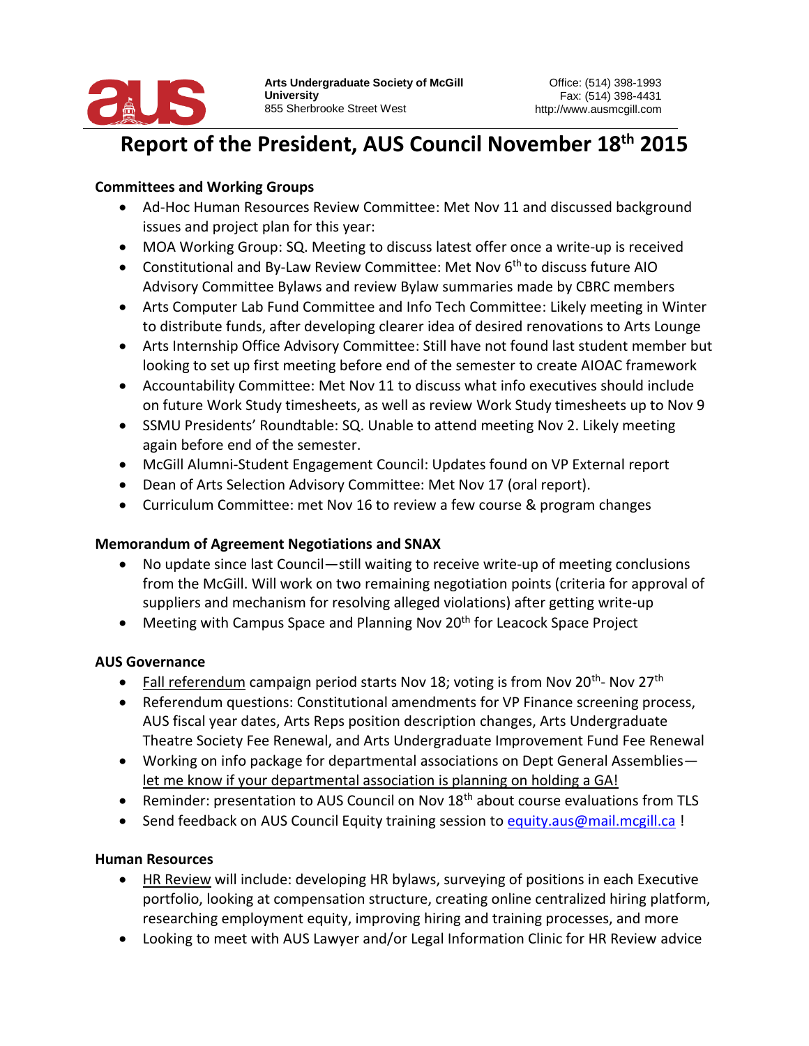Arts Undergraduate Society of McGill University
855 Sherbrooke Street West

Office: (514) 398-1993
Fax: (514) 398-4431
http://www.ausmcgill.com

# Report of the President, AUS Council November 18th 2015

**Committees and Working Groups**

- Ad-Hoc Human Resources Review Committee: Met Nov 11 and discussed background issues and project plan for this year:
- MOA Working Group: SQ. Meeting to discuss latest offer once a write-up is received
- Constitutional and By-Law Review Committee: Met Nov 6th to discuss future AIO Advisory Committee Bylaws and review Bylaw summaries made by CBRC members
- Arts Computer Lab Fund Committee and Info Tech Committee: Likely meeting in Winter to distribute funds, after developing clearer idea of desired renovations to Arts Lounge
- Arts Internship Office Advisory Committee: Still have not found last student member but looking to set up first meeting before end of the semester to create AIOAC framework
- Accountability Committee: Met Nov 11 to discuss what info executives should include on future Work Study timesheets, as well as review Work Study timesheets up to Nov 9
- SSMU Presidents' Roundtable: SQ. Unable to attend meeting Nov 2. Likely meeting again before end of the semester.
- McGill Alumni-Student Engagement Council: Updates found on VP External report
- Dean of Arts Selection Advisory Committee: Met Nov 17 (oral report).
- Curriculum Committee: met Nov 16 to review a few course & program changes

**Memorandum of Agreement Negotiations and SNAX**

- No update since last Council—still waiting to receive write-up of meeting conclusions from the McGill. Will work on two remaining negotiation points (criteria for approval of suppliers and mechanism for resolving alleged violations) after getting write-up
- Meeting with Campus Space and Planning Nov 20th for Leacock Space Project

**AUS Governance**

- Fall referendum campaign period starts Nov 18; voting is from Nov 20th- Nov 27th
- Referendum questions: Constitutional amendments for VP Finance screening process, AUS fiscal year dates, Arts Reps position description changes, Arts Undergraduate Theatre Society Fee Renewal, and Arts Undergraduate Improvement Fund Fee Renewal
- Working on info package for departmental associations on Dept General Assemblies—let me know if your departmental association is planning on holding a GA!
- Reminder: presentation to AUS Council on Nov 18th about course evaluations from TLS
- Send feedback on AUS Council Equity training session to equity.aus@mail.mcgill.ca !

**Human Resources**

- HR Review will include: developing HR bylaws, surveying of positions in each Executive portfolio, looking at compensation structure, creating online centralized hiring platform, researching employment equity, improving hiring and training processes, and more
- Looking to meet with AUS Lawyer and/or Legal Information Clinic for HR Review advice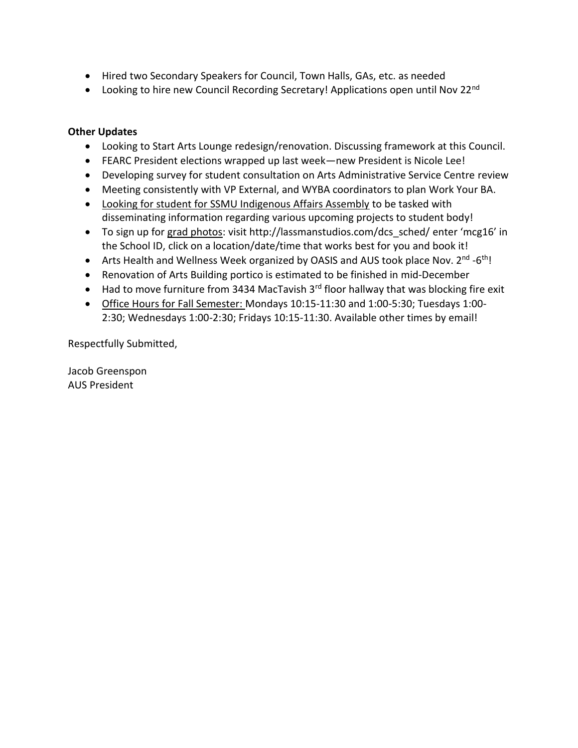- Hired two Secondary Speakers for Council, Town Halls, GAs, etc. as needed
- Looking to hire new Council Recording Secretary! Applications open until Nov 22nd

**Other Updates**

- Looking to Start Arts Lounge redesign/renovation. Discussing framework at this Council.
- FEARC President elections wrapped up last week—new President is Nicole Lee!
- Developing survey for student consultation on Arts Administrative Service Centre review
- Meeting consistently with VP External, and WYBA coordinators to plan Work Your BA.
- Looking for student for SSMU Indigenous Affairs Assembly to be tasked with disseminating information regarding various upcoming projects to student body!
- To sign up for grad photos: visit http://lassmanstudios.com/dcs_sched/ enter 'mcg16' in the School ID, click on a location/date/time that works best for you and book it!
- Arts Health and Wellness Week organized by OASIS and AUS took place Nov. 2nd -6th!
- Renovation of Arts Building portico is estimated to be finished in mid-December
- Had to move furniture from 3434 MacTavish 3rd floor hallway that was blocking fire exit
- Office Hours for Fall Semester: Mondays 10:15-11:30 and 1:00-5:30; Tuesdays 1:00-2:30; Wednesdays 1:00-2:30; Fridays 10:15-11:30. Available other times by email!

Respectfully Submitted,

Jacob Greenspon
AUS President